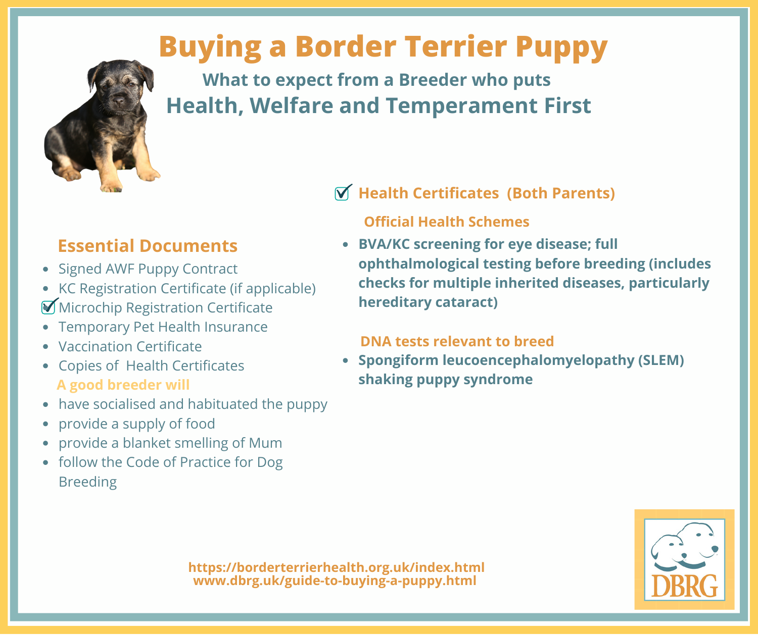# Buying a Border Terrier Puppy

## What to expect from a Breeder who puts Health, Welfare and Temperament First

### Essential Documents

- Signed AWF Puppy Contract
- KC Registration Certificate (if applicable)
- ☑ Microchip Registration Certificate
- Temporary Pet Health Insurance
- Vaccination Certificate
- Copies of Health Certificates

**A good breeder will**

- have socialised and habituated the puppy
- provide a supply of food
- provide a blanket smelling of Mum
- follow the Code of Practice for Dog Breeding

### ☑ Health Certificates (Both Parents)

**Official Health Schemes**

- **BVA/KC screening for eye disease; full ophthalmological testing before breeding (includes checks for multiple inherited diseases, particularly hereditary cataract)**

**DNA tests relevant to breed**

- **Spongiform leucoencephalomyelopathy (SLEM) shaking puppy syndrome**

https://borderterrierhealth.org.uk/index.html
www.dbrg.uk/guide-to-buying-a-puppy.html

DBRG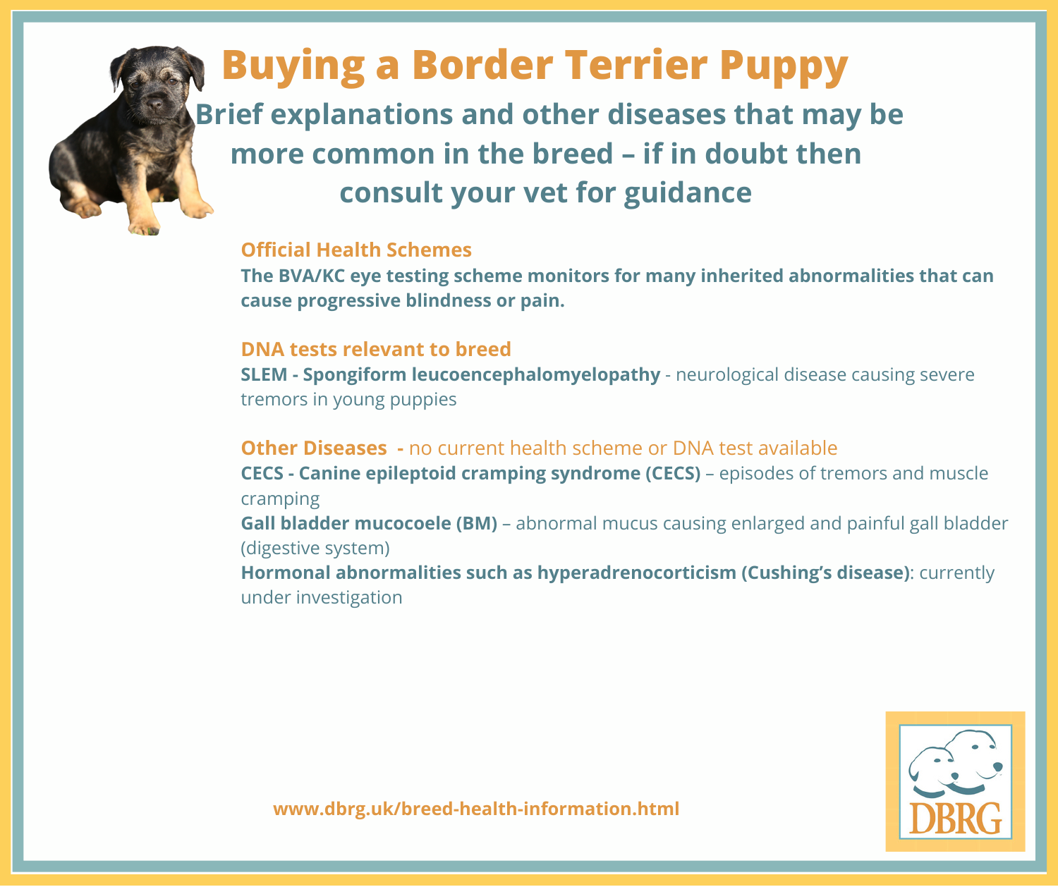# Buying a Border Terrier Puppy

## Brief explanations and other diseases that may be more common in the breed – if in doubt then consult your vet for guidance

### Official Health Schemes

**The BVA/KC eye testing scheme monitors for many inherited abnormalities that can cause progressive blindness or pain.**

### DNA tests relevant to breed

**SLEM - Spongiform leucoencephalomyelopathy** - neurological disease causing severe tremors in young puppies

### Other Diseases - no current health scheme or DNA test available

**CECS - Canine epileptoid cramping syndrome (CECS)** – episodes of tremors and muscle cramping

**Gall bladder mucocoele (BM)** – abnormal mucus causing enlarged and painful gall bladder (digestive system)

**Hormonal abnormalities such as hyperadrenocorticism (Cushing's disease)**: currently under investigation

www.dbrg.uk/breed-health-information.html

DBRG